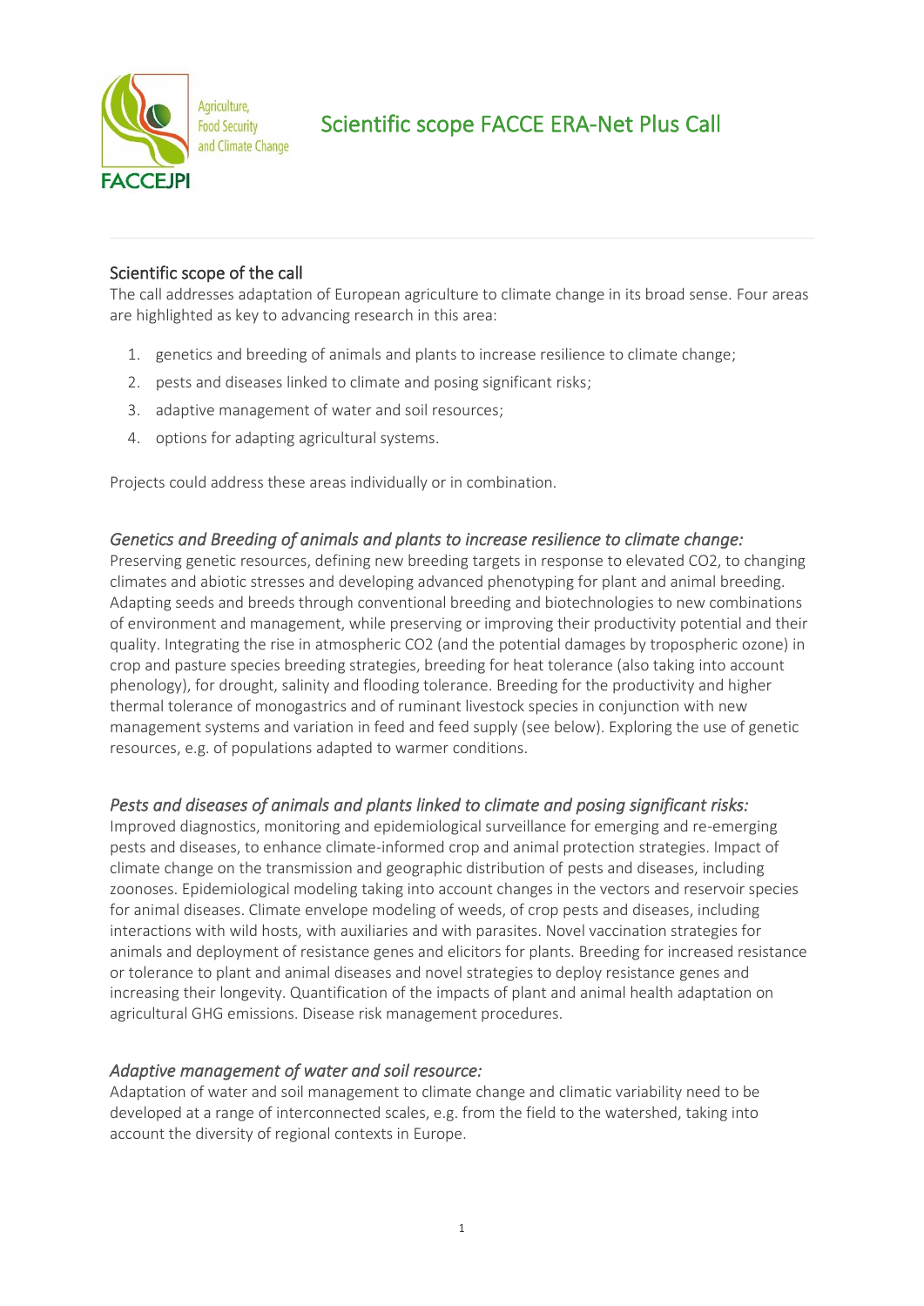# Scientific scope FACCE ERA-Net Plus Call

## Scientific scope of the call

The call addresses adaptation of European agriculture to climate change in its broad sense. Four areas are highlighted as key to advancing research in this area:

1. genetics and breeding of animals and plants to increase resilience to climate change;
2. pests and diseases linked to climate and posing significant risks;
3. adaptive management of water and soil resources;
4. options for adapting agricultural systems.

Projects could address these areas individually or in combination.

### *Genetics and Breeding of animals and plants to increase resilience to climate change:*

Preserving genetic resources, defining new breeding targets in response to elevated $CO_2$, to changing climates and abiotic stresses and developing advanced phenotyping for plant and animal breeding. Adapting seeds and breeds through conventional breeding and biotechnologies to new combinations of environment and management, while preserving or improving their productivity potential and their quality. Integrating the rise in atmospheric $CO_2$ (and the potential damages by tropospheric ozone) in crop and pasture species breeding strategies, breeding for heat tolerance (also taking into account phenology), for drought, salinity and flooding tolerance. Breeding for the productivity and higher thermal tolerance of monogastrics and of ruminant livestock species in conjunction with new management systems and variation in feed and feed supply (see below). Exploring the use of genetic resources, e.g. of populations adapted to warmer conditions.

### *Pests and diseases of animals and plants linked to climate and posing significant risks:*

Improved diagnostics, monitoring and epidemiological surveillance for emerging and re-emerging pests and diseases, to enhance climate-informed crop and animal protection strategies. Impact of climate change on the transmission and geographic distribution of pests and diseases, including zoonoses. Epidemiological modeling taking into account changes in the vectors and reservoir species for animal diseases. Climate envelope modeling of weeds, of crop pests and diseases, including interactions with wild hosts, with auxiliaries and with parasites. Novel vaccination strategies for animals and deployment of resistance genes and elicitors for plants. Breeding for increased resistance or tolerance to plant and animal diseases and novel strategies to deploy resistance genes and increasing their longevity. Quantification of the impacts of plant and animal health adaptation on agricultural GHG emissions. Disease risk management procedures.

### *Adaptive management of water and soil resource:*

Adaptation of water and soil management to climate change and climatic variability need to be developed at a range of interconnected scales, e.g. from the field to the watershed, taking into account the diversity of regional contexts in Europe.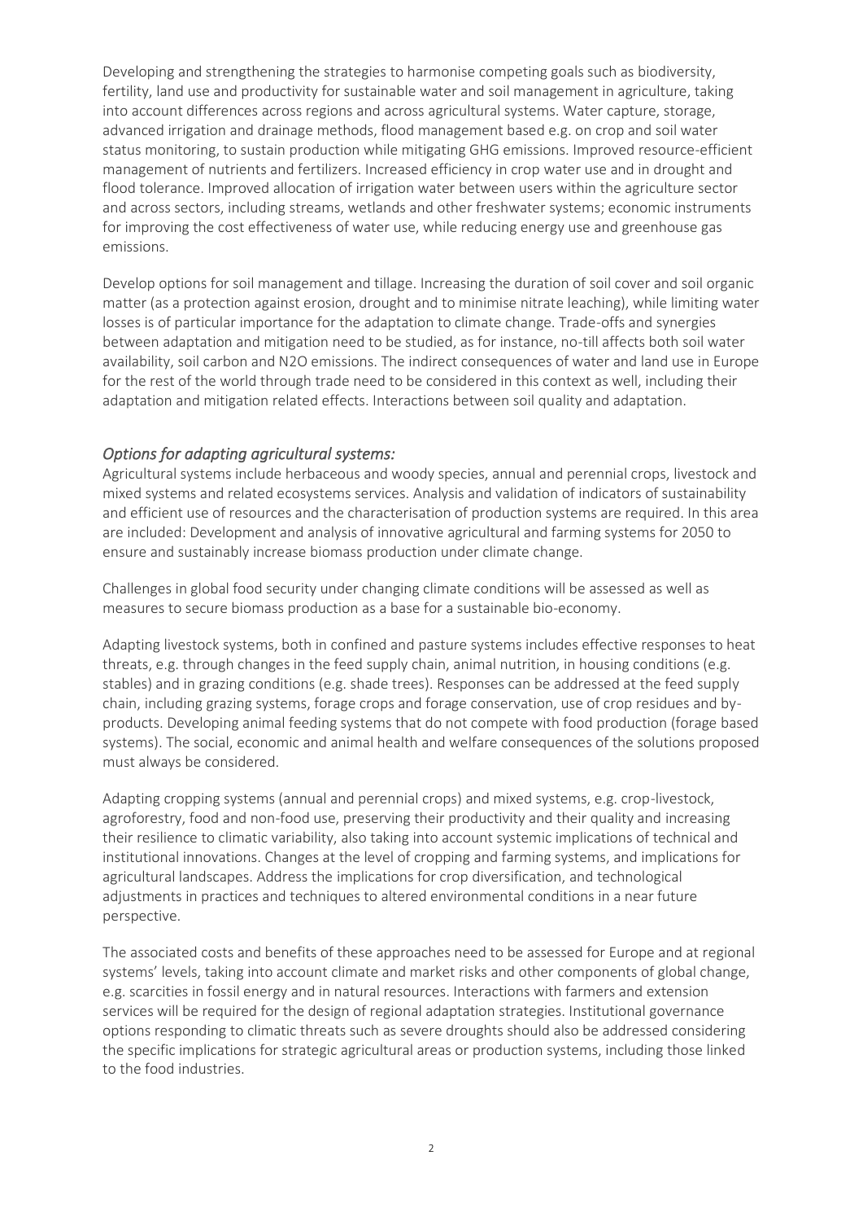Developing and strengthening the strategies to harmonise competing goals such as biodiversity, fertility, land use and productivity for sustainable water and soil management in agriculture, taking into account differences across regions and across agricultural systems. Water capture, storage, advanced irrigation and drainage methods, flood management based e.g. on crop and soil water status monitoring, to sustain production while mitigating GHG emissions. Improved resource-efficient management of nutrients and fertilizers. Increased efficiency in crop water use and in drought and flood tolerance. Improved allocation of irrigation water between users within the agriculture sector and across sectors, including streams, wetlands and other freshwater systems; economic instruments for improving the cost effectiveness of water use, while reducing energy use and greenhouse gas emissions.

Develop options for soil management and tillage. Increasing the duration of soil cover and soil organic matter (as a protection against erosion, drought and to minimise nitrate leaching), while limiting water losses is of particular importance for the adaptation to climate change. Trade-offs and synergies between adaptation and mitigation need to be studied, as for instance, no-till affects both soil water availability, soil carbon and $N_2O$ emissions. The indirect consequences of water and land use in Europe for the rest of the world through trade need to be considered in this context as well, including their adaptation and mitigation related effects. Interactions between soil quality and adaptation.

### *Options for adapting agricultural systems:*

Agricultural systems include herbaceous and woody species, annual and perennial crops, livestock and mixed systems and related ecosystems services. Analysis and validation of indicators of sustainability and efficient use of resources and the characterisation of production systems are required. In this area are included: Development and analysis of innovative agricultural and farming systems for 2050 to ensure and sustainably increase biomass production under climate change.

Challenges in global food security under changing climate conditions will be assessed as well as measures to secure biomass production as a base for a sustainable bio-economy.

Adapting livestock systems, both in confined and pasture systems includes effective responses to heat threats, e.g. through changes in the feed supply chain, animal nutrition, in housing conditions (e.g. stables) and in grazing conditions (e.g. shade trees). Responses can be addressed at the feed supply chain, including grazing systems, forage crops and forage conservation, use of crop residues and by-products. Developing animal feeding systems that do not compete with food production (forage based systems). The social, economic and animal health and welfare consequences of the solutions proposed must always be considered.

Adapting cropping systems (annual and perennial crops) and mixed systems, e.g. crop-livestock, agroforestry, food and non-food use, preserving their productivity and their quality and increasing their resilience to climatic variability, also taking into account systemic implications of technical and institutional innovations. Changes at the level of cropping and farming systems, and implications for agricultural landscapes. Address the implications for crop diversification, and technological adjustments in practices and techniques to altered environmental conditions in a near future perspective.

The associated costs and benefits of these approaches need to be assessed for Europe and at regional systems' levels, taking into account climate and market risks and other components of global change, e.g. scarcities in fossil energy and in natural resources. Interactions with farmers and extension services will be required for the design of regional adaptation strategies. Institutional governance options responding to climatic threats such as severe droughts should also be addressed considering the specific implications for strategic agricultural areas or production systems, including those linked to the food industries.